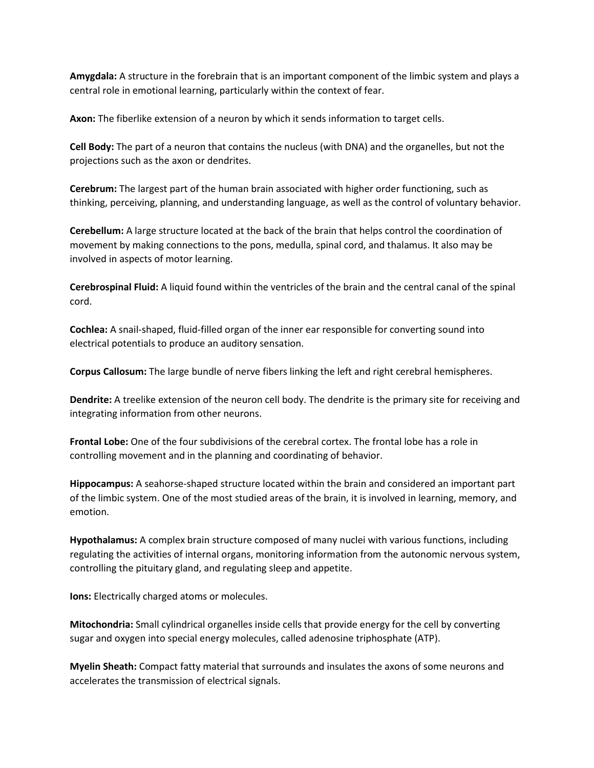**Amygdala:** A structure in the forebrain that is an important component of the limbic system and plays a central role in emotional learning, particularly within the context of fear.

**Axon:** The fiberlike extension of a neuron by which it sends information to target cells.

**Cell Body:** The part of a neuron that contains the nucleus (with DNA) and the organelles, but not the projections such as the axon or dendrites.

**Cerebrum:** The largest part of the human brain associated with higher order functioning, such as thinking, perceiving, planning, and understanding language, as well as the control of voluntary behavior.

**Cerebellum:** A large structure located at the back of the brain that helps control the coordination of movement by making connections to the pons, medulla, spinal cord, and thalamus. It also may be involved in aspects of motor learning.

**Cerebrospinal Fluid:** A liquid found within the ventricles of the brain and the central canal of the spinal cord.

**Cochlea:** A snail-shaped, fluid-filled organ of the inner ear responsible for converting sound into electrical potentials to produce an auditory sensation.

**Corpus Callosum:** The large bundle of nerve fibers linking the left and right cerebral hemispheres.

**Dendrite:** A treelike extension of the neuron cell body. The dendrite is the primary site for receiving and integrating information from other neurons.

**Frontal Lobe:** One of the four subdivisions of the cerebral cortex. The frontal lobe has a role in controlling movement and in the planning and coordinating of behavior.

**Hippocampus:** A seahorse-shaped structure located within the brain and considered an important part of the limbic system. One of the most studied areas of the brain, it is involved in learning, memory, and emotion.

**Hypothalamus:** A complex brain structure composed of many nuclei with various functions, including regulating the activities of internal organs, monitoring information from the autonomic nervous system, controlling the pituitary gland, and regulating sleep and appetite.

**Ions:** Electrically charged atoms or molecules.

**Mitochondria:** Small cylindrical organelles inside cells that provide energy for the cell by converting sugar and oxygen into special energy molecules, called adenosine triphosphate (ATP).

**Myelin Sheath:** Compact fatty material that surrounds and insulates the axons of some neurons and accelerates the transmission of electrical signals.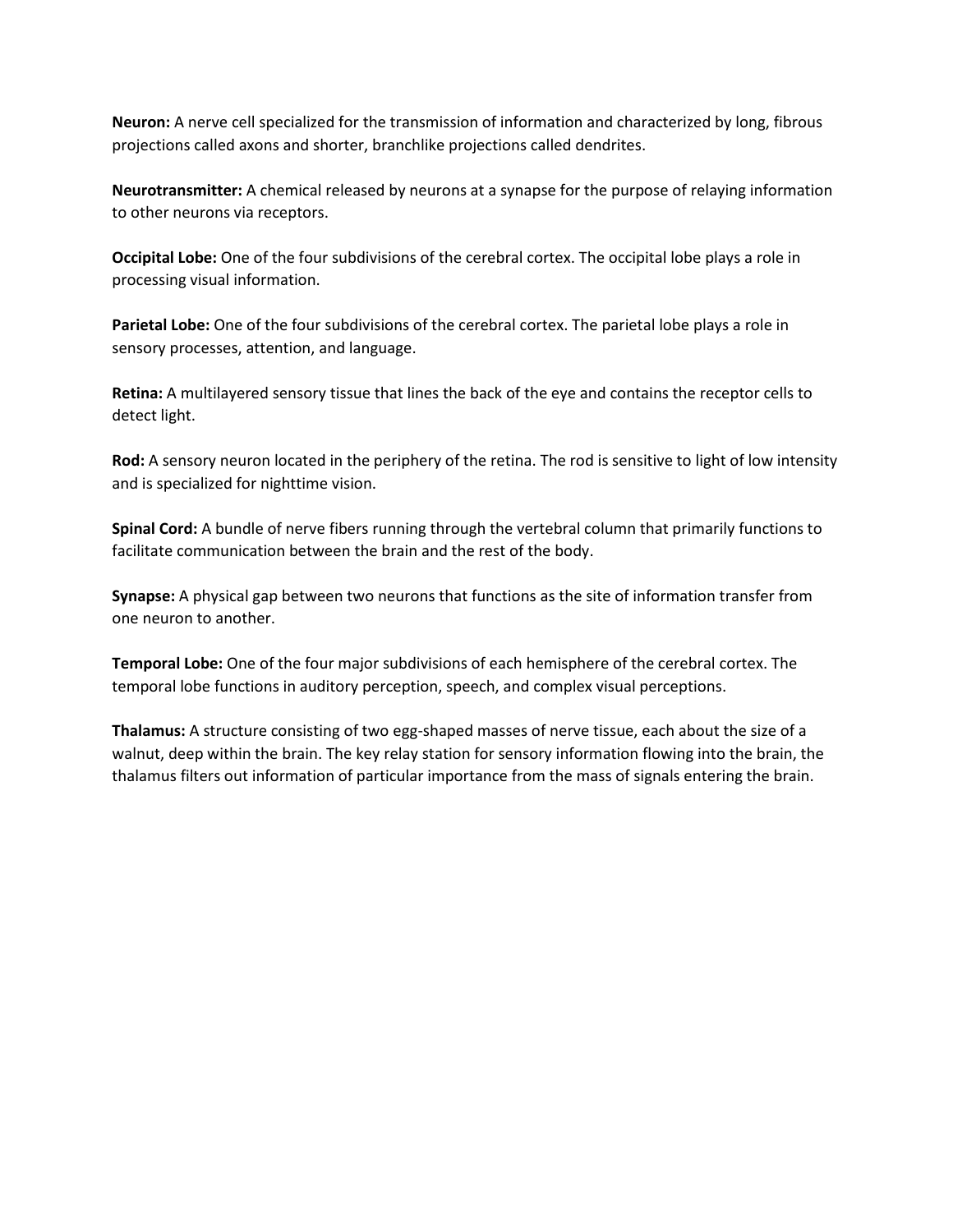**Neuron:** A nerve cell specialized for the transmission of information and characterized by long, fibrous projections called axons and shorter, branchlike projections called dendrites.

**Neurotransmitter:** A chemical released by neurons at a synapse for the purpose of relaying information to other neurons via receptors.

**Occipital Lobe:** One of the four subdivisions of the cerebral cortex. The occipital lobe plays a role in processing visual information.

**Parietal Lobe:** One of the four subdivisions of the cerebral cortex. The parietal lobe plays a role in sensory processes, attention, and language.

**Retina:** A multilayered sensory tissue that lines the back of the eye and contains the receptor cells to detect light.

**Rod:** A sensory neuron located in the periphery of the retina. The rod is sensitive to light of low intensity and is specialized for nighttime vision.

**Spinal Cord:** A bundle of nerve fibers running through the vertebral column that primarily functions to facilitate communication between the brain and the rest of the body.

**Synapse:** A physical gap between two neurons that functions as the site of information transfer from one neuron to another.

**Temporal Lobe:** One of the four major subdivisions of each hemisphere of the cerebral cortex. The temporal lobe functions in auditory perception, speech, and complex visual perceptions.

**Thalamus:** A structure consisting of two egg-shaped masses of nerve tissue, each about the size of a walnut, deep within the brain. The key relay station for sensory information flowing into the brain, the thalamus filters out information of particular importance from the mass of signals entering the brain.